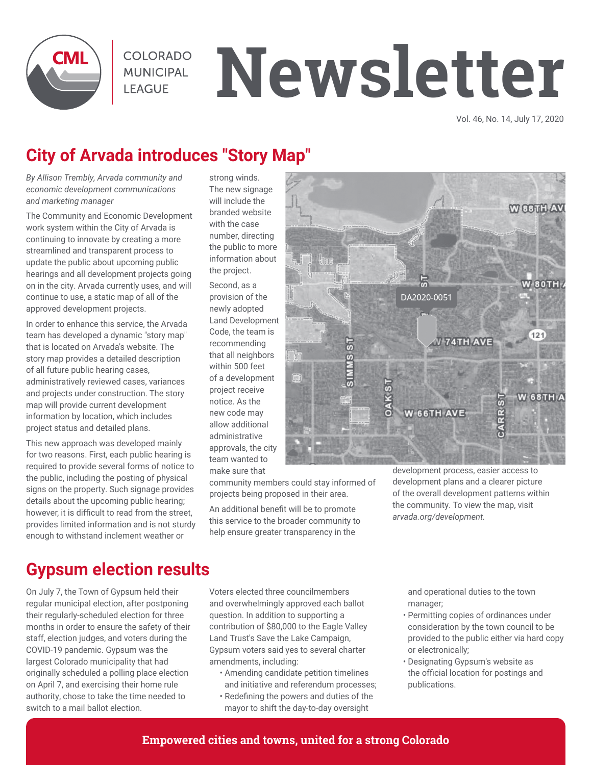# Newsletter

COLORADO MUNICIPAL LEAGUE

Vol. 46, No. 14, July 17, 2020

## City of Arvada introduces "Story Map"

*By Allison Trembly, Arvada community and economic development communications and marketing manager*

The Community and Economic Development work system within the City of Arvada is continuing to innovate by creating a more streamlined and transparent process to update the public about upcoming public hearings and all development projects going on in the city. Arvada currently uses, and will continue to use, a static map of all of the approved development projects.

In order to enhance this service, the Arvada team has developed a dynamic "story map" that is located on Arvada's website. The story map provides a detailed description of all future public hearing cases, administratively reviewed cases, variances and projects under construction. The story map will provide current development information by location, which includes project status and detailed plans.

This new approach was developed mainly for two reasons. First, each public hearing is required to provide several forms of notice to the public, including the posting of physical signs on the property. Such signage provides details about the upcoming public hearing; however, it is difficult to read from the street, provides limited information and is not sturdy enough to withstand inclement weather or strong winds. The new signage will include the branded website with the case number, directing the public to more information about the project.

Second, as a provision of the newly adopted Land Development Code, the team is recommending that all neighbors within 500 feet of a development project receive notice. As the new code may allow additional administrative approvals, the city team wanted to make sure that community members could stay informed of projects being proposed in their area.

An additional benefit will be to promote this service to the broader community to help ensure greater transparency in the development process, easier access to development plans and a clearer picture of the overall development patterns within the community. To view the map, visit *arvada.org/development.*

## Gypsum election results

On July 7, the Town of Gypsum held their regular municipal election, after postponing their regularly-scheduled election for three months in order to ensure the safety of their staff, election judges, and voters during the COVID-19 pandemic. Gypsum was the largest Colorado municipality that had originally scheduled a polling place election on April 7, and exercising their home rule authority, chose to take the time needed to switch to a mail ballot election.

Voters elected three councilmembers and overwhelmingly approved each ballot question. In addition to supporting a contribution of $80,000 to the Eagle Valley Land Trust's Save the Lake Campaign, Gypsum voters said yes to several charter amendments, including:

- Amending candidate petition timelines and initiative and referendum processes;
- Redefining the powers and duties of the mayor to shift the day-to-day oversight and operational duties to the town manager;
- Permitting copies of ordinances under consideration by the town council to be provided to the public either via hard copy or electronically;
- Designating Gypsum's website as the official location for postings and publications.

**Empowered cities and towns, united for a strong Colorado**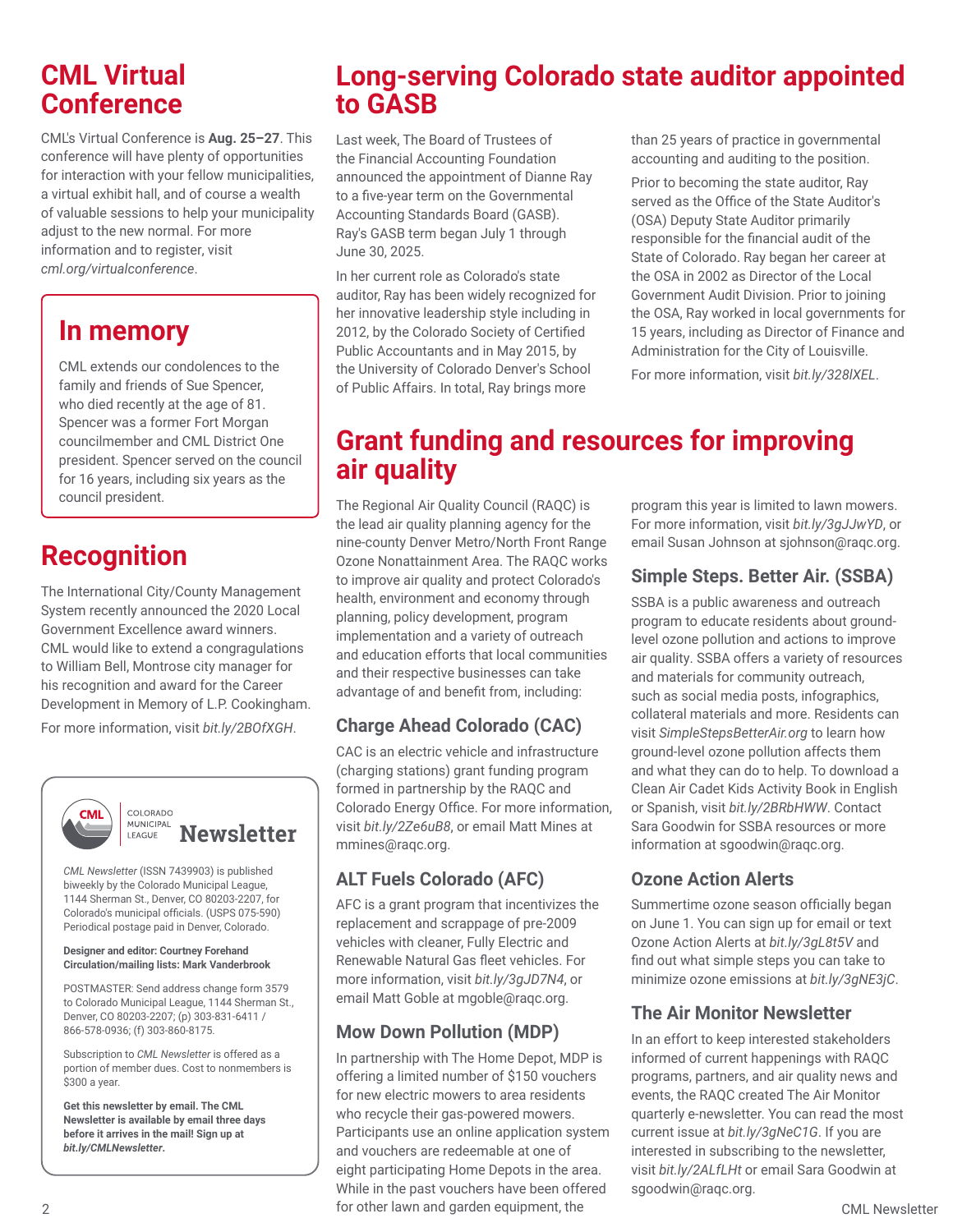## CML Virtual Conference

CML's Virtual Conference is **Aug. 25–27**. This conference will have plenty of opportunities for interaction with your fellow municipalities, a virtual exhibit hall, and of course a wealth of valuable sessions to help your municipality adjust to the new normal. For more information and to register, visit *cml.org/virtualconference*.

## In memory

CML extends our condolences to the family and friends of Sue Spencer, who died recently at the age of 81. Spencer was a former Fort Morgan councilmember and CML District One president. Spencer served on the council for 16 years, including six years as the council president.

## Recognition

The International City/County Management System recently announced the 2020 Local Government Excellence award winners. CML would like to extend a congragulations to William Bell, Montrose city manager for his recognition and award for the Career Development in Memory of L.P. Cookingham.

For more information, visit *bit.ly/2BOfXGH*.

COLORADO MUNICIPAL LEAGUE **Newsletter**

*CML Newsletter* (ISSN 7439903) is published biweekly by the Colorado Municipal League, 1144 Sherman St., Denver, CO 80203-2207, for Colorado's municipal officials. (USPS 075-590) Periodical postage paid in Denver, Colorado.

**Designer and editor: Courtney Forehand**
**Circulation/mailing lists: Mark Vanderbrook**

POSTMASTER: Send address change form 3579 to Colorado Municipal League, 1144 Sherman St., Denver, CO 80203-2207; (p) 303-831-6411 / 866-578-0936; (f) 303-860-8175.

Subscription to *CML Newsletter* is offered as a portion of member dues. Cost to nonmembers is $300 a year.

**Get this newsletter by email. The CML Newsletter is available by email three days before it arrives in the mail! Sign up at *bit.ly/CMLNewsletter*.**

## Long-serving Colorado state auditor appointed to GASB

Last week, The Board of Trustees of the Financial Accounting Foundation announced the appointment of Dianne Ray to a five-year term on the Governmental Accounting Standards Board (GASB). Ray's GASB term began July 1 through June 30, 2025.

In her current role as Colorado's state auditor, Ray has been widely recognized for her innovative leadership style including in 2012, by the Colorado Society of Certified Public Accountants and in May 2015, by the University of Colorado Denver's School of Public Affairs. In total, Ray brings more than 25 years of practice in governmental accounting and auditing to the position.

Prior to becoming the state auditor, Ray served as the Office of the State Auditor's (OSA) Deputy State Auditor primarily responsible for the financial audit of the State of Colorado. Ray began her career at the OSA in 2002 as Director of the Local Government Audit Division. Prior to joining the OSA, Ray worked in local governments for 15 years, including as Director of Finance and Administration for the City of Louisville.

For more information, visit *bit.ly/328lXEL*.

## Grant funding and resources for improving air quality

The Regional Air Quality Council (RAQC) is the lead air quality planning agency for the nine-county Denver Metro/North Front Range Ozone Nonattainment Area. The RAQC works to improve air quality and protect Colorado's health, environment and economy through planning, policy development, program implementation and a variety of outreach and education efforts that local communities and their respective businesses can take advantage of and benefit from, including:

### Charge Ahead Colorado (CAC)

CAC is an electric vehicle and infrastructure (charging stations) grant funding program formed in partnership by the RAQC and Colorado Energy Office. For more information, visit *bit.ly/2Ze6uB8*, or email Matt Mines at mmines@raqc.org.

### ALT Fuels Colorado (AFC)

AFC is a grant program that incentivizes the replacement and scrappage of pre-2009 vehicles with cleaner, Fully Electric and Renewable Natural Gas fleet vehicles. For more information, visit *bit.ly/3gJD7N4*, or email Matt Goble at mgoble@raqc.org.

### Mow Down Pollution (MDP)

In partnership with The Home Depot, MDP is offering a limited number of $150 vouchers for new electric mowers to area residents who recycle their gas-powered mowers. Participants use an online application system and vouchers are redeemable at one of eight participating Home Depots in the area. While in the past vouchers have been offered for other lawn and garden equipment, the program this year is limited to lawn mowers. For more information, visit *bit.ly/3gJJwYD*, or email Susan Johnson at sjohnson@raqc.org.

### Simple Steps. Better Air. (SSBA)

SSBA is a public awareness and outreach program to educate residents about ground-level ozone pollution and actions to improve air quality. SSBA offers a variety of resources and materials for community outreach, such as social media posts, infographics, collateral materials and more. Residents can visit *SimpleStepsBetterAir.org* to learn how ground-level ozone pollution affects them and what they can do to help. To download a Clean Air Cadet Kids Activity Book in English or Spanish, visit *bit.ly/2BRbHWW*. Contact Sara Goodwin for SSBA resources or more information at sgoodwin@raqc.org.

### Ozone Action Alerts

Summertime ozone season officially began on June 1. You can sign up for email or text Ozone Action Alerts at *bit.ly/3gL8t5V* and find out what simple steps you can take to minimize ozone emissions at *bit.ly/3gNE3jC*.

### The Air Monitor Newsletter

In an effort to keep interested stakeholders informed of current happenings with RAQC programs, partners, and air quality news and events, the RAQC created The Air Monitor quarterly e-newsletter. You can read the most current issue at *bit.ly/3gNeC1G*. If you are interested in subscribing to the newsletter, visit *bit.ly/2ALfLHt* or email Sara Goodwin at sgoodwin@raqc.org.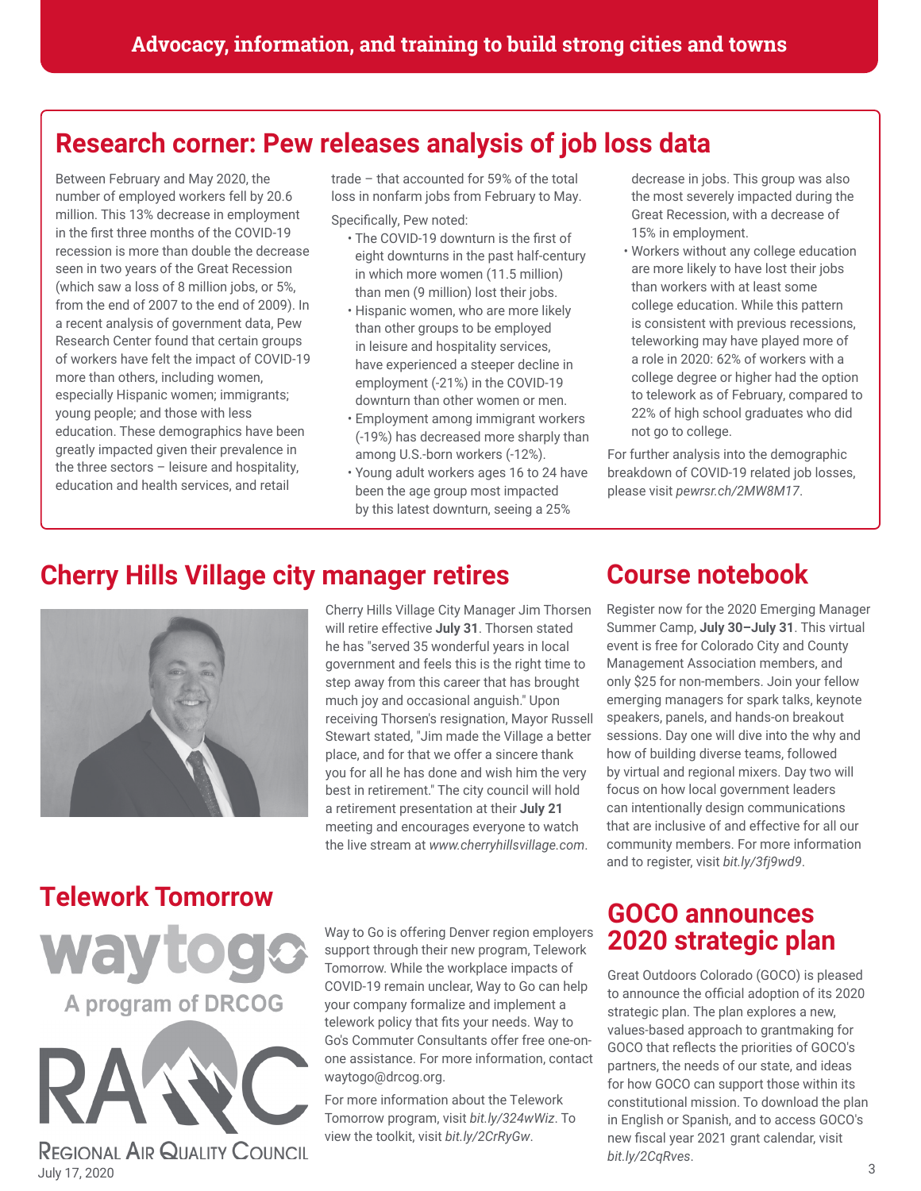**Advocacy, information, and training to build strong cities and towns**

## Research corner: Pew releases analysis of job loss data

Between February and May 2020, the number of employed workers fell by 20.6 million. This 13% decrease in employment in the first three months of the COVID-19 recession is more than double the decrease seen in two years of the Great Recession (which saw a loss of 8 million jobs, or 5%, from the end of 2007 to the end of 2009). In a recent analysis of government data, Pew Research Center found that certain groups of workers have felt the impact of COVID-19 more than others, including women, especially Hispanic women; immigrants; young people; and those with less education. These demographics have been greatly impacted given their prevalence in the three sectors – leisure and hospitality, education and health services, and retail trade – that accounted for 59% of the total loss in nonfarm jobs from February to May.

Specifically, Pew noted:

- The COVID-19 downturn is the first of eight downturns in the past half-century in which more women (11.5 million) than men (9 million) lost their jobs.
- Hispanic women, who are more likely than other groups to be employed in leisure and hospitality services, have experienced a steeper decline in employment (-21%) in the COVID-19 downturn than other women or men.
- Employment among immigrant workers (-19%) has decreased more sharply than among U.S.-born workers (-12%).
- Young adult workers ages 16 to 24 have been the age group most impacted by this latest downturn, seeing a 25% decrease in jobs. This group was also the most severely impacted during the Great Recession, with a decrease of 15% in employment.
- Workers without any college education are more likely to have lost their jobs than workers with at least some college education. While this pattern is consistent with previous recessions, teleworking may have played more of a role in 2020: 62% of workers with a college degree or higher had the option to telework as of February, compared to 22% of high school graduates who did not go to college.

For further analysis into the demographic breakdown of COVID-19 related job losses, please visit *pewrsr.ch/2MW8M17*.

## Cherry Hills Village city manager retires

Cherry Hills Village City Manager Jim Thorsen will retire effective **July 31**. Thorsen stated he has "served 35 wonderful years in local government and feels this is the right time to step away from this career that has brought much joy and occasional anguish." Upon receiving Thorsen's resignation, Mayor Russell Stewart stated, "Jim made the Village a better place, and for that we offer a sincere thank you for all he has done and wish him the very best in retirement." The city council will hold a retirement presentation at their **July 21** meeting and encourages everyone to watch the live stream at *www.cherryhillsvillage.com*.

## Course notebook

Register now for the 2020 Emerging Manager Summer Camp, **July 30–July 31**. This virtual event is free for Colorado City and County Management Association members, and only $25 for non-members. Join your fellow emerging managers for spark talks, keynote speakers, panels, and hands-on breakout sessions. Day one will dive into the why and how of building diverse teams, followed by virtual and regional mixers. Day two will focus on how local government leaders can intentionally design communications that are inclusive of and effective for all our community members. For more information and to register, visit *bit.ly/3fj9wd9*.

## Telework Tomorrow

waytogo — A program of DRCOG

RAQC — Regional Air Quality Council

Way to Go is offering Denver region employers support through their new program, Telework Tomorrow. While the workplace impacts of COVID-19 remain unclear, Way to Go can help your company formalize and implement a telework policy that fits your needs. Way to Go's Commuter Consultants offer free one-on-one assistance. For more information, contact waytogo@drcog.org.

For more information about the Telework Tomorrow program, visit *bit.ly/324wWiz*. To view the toolkit, visit *bit.ly/2CrRyGw*.

## GOCO announces 2020 strategic plan

Great Outdoors Colorado (GOCO) is pleased to announce the official adoption of its 2020 strategic plan. The plan explores a new, values-based approach to grantmaking for GOCO that reflects the priorities of GOCO's partners, the needs of our state, and ideas for how GOCO can support those within its constitutional mission. To download the plan in English or Spanish, and to access GOCO's new fiscal year 2021 grant calendar, visit *bit.ly/2CqRves*.

July 17, 2020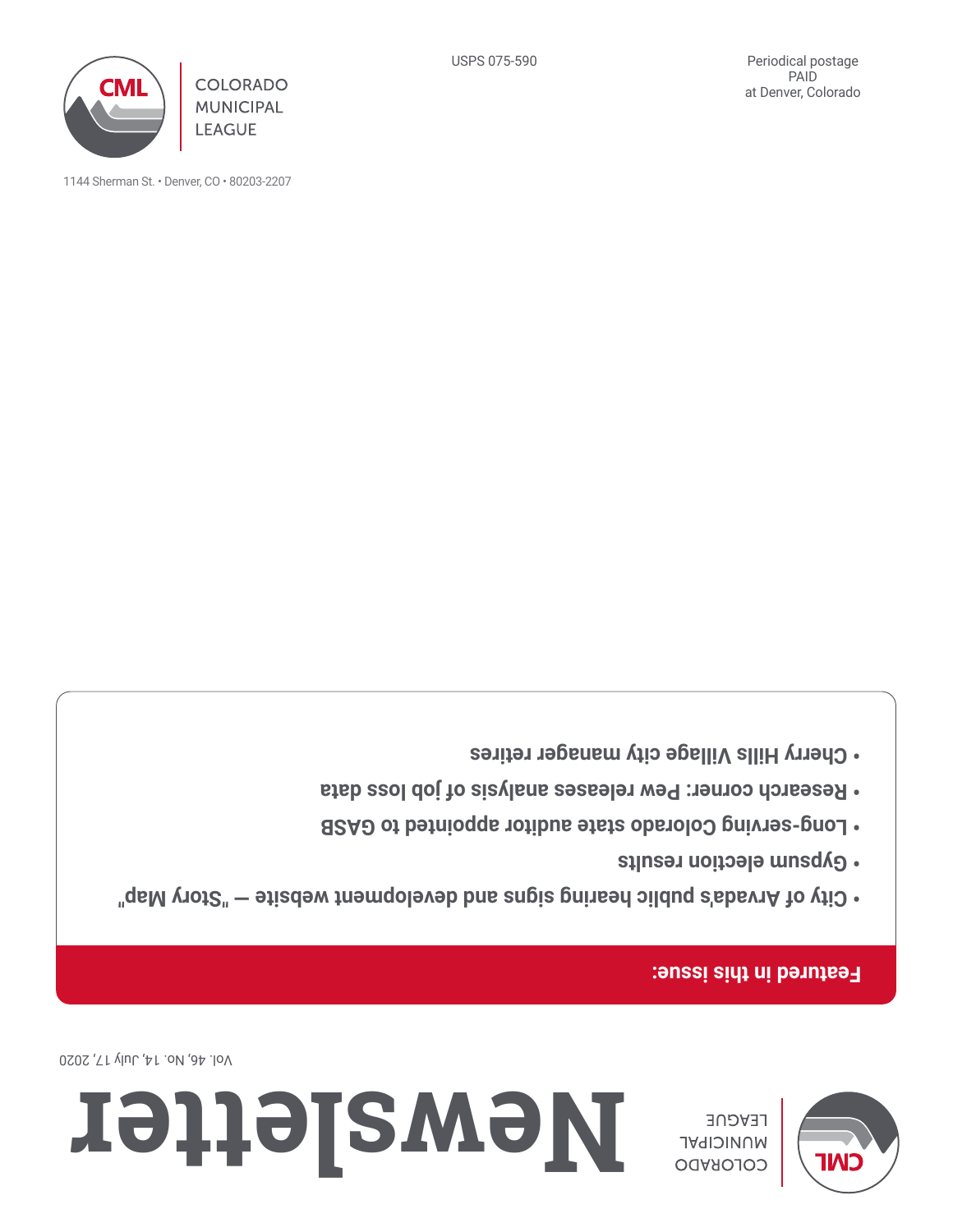COLORADO
MUNICIPAL
LEAGUE

1144 Sherman St. • Denver, CO • 80203-2207

USPS 075-590

Periodical postage
PAID
at Denver, Colorado

# Newsletter

Vol. 46, No. 14, July 17, 2020

COLORADO
MUNICIPAL
LEAGUE

## Featured in this issue:

- City of Arvada's public hearing signs and development website — "Story Map"
- Gypsum election results
- Long-serving Colorado state auditor appointed to GASB
- Research corner: Pew releases analysis of job loss data
- Cherry Hills Village city manager retires